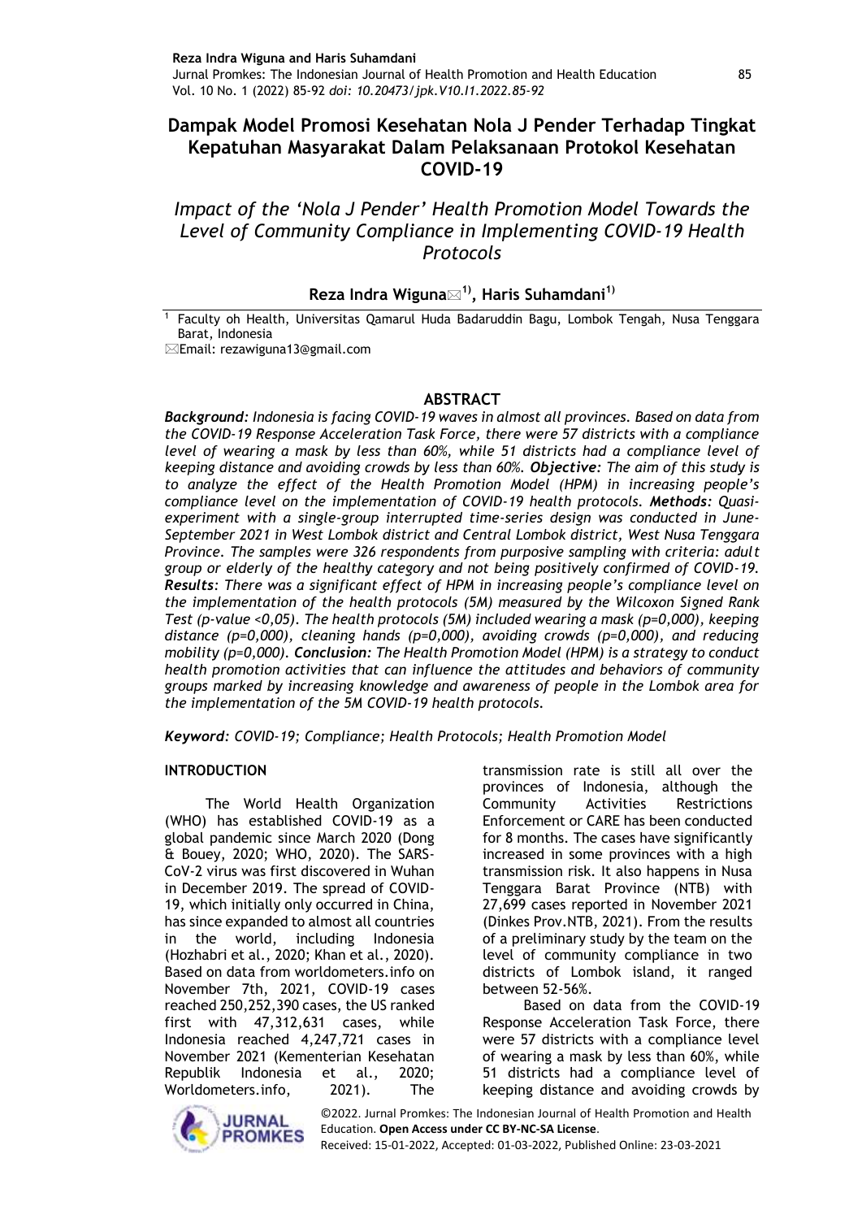# Dampak Model Promosi Kesehatan Nola J Pender Terhadap Tingkat Kepatuhan Masyarakat Dalam Pelaksanaan Protokol Kesehatan COVID-19

## *Impact of the 'Nola J Pender' Health Promotion Model Towards the Level of Community Compliance in Implementing COVID-19 Health Protocols*

**Reza Indra Wiguna✉[1], Haris Suhamdani[1]**

[1] Faculty oh Health, Universitas Qamarul Huda Badaruddin Bagu, Lombok Tengah, Nusa Tenggara Barat, Indonesia

✉Email: rezawiguna13@gmail.com

## ABSTRACT

***Background:*** *Indonesia is facing COVID-19 waves in almost all provinces. Based on data from the COVID-19 Response Acceleration Task Force, there were 57 districts with a compliance level of wearing a mask by less than 60%, while 51 districts had a compliance level of keeping distance and avoiding crowds by less than 60%.* ***Objective:*** *The aim of this study is to analyze the effect of the Health Promotion Model (HPM) in increasing people's compliance level on the implementation of COVID-19 health protocols.* ***Methods:*** *Quasi-experiment with a single-group interrupted time-series design was conducted in June-September 2021 in West Lombok district and Central Lombok district, West Nusa Tenggara Province. The samples were 326 respondents from purposive sampling with criteria: adult group or elderly of the healthy category and not being positively confirmed of COVID-19.* ***Results:*** *There was a significant effect of HPM in increasing people's compliance level on the implementation of the health protocols (5M) measured by the Wilcoxon Signed Rank Test (p-value <0,05). The health protocols (5M) included wearing a mask (p=0,000), keeping distance (p=0,000), cleaning hands (p=0,000), avoiding crowds (p=0,000), and reducing mobility (p=0,000).* ***Conclusion:*** *The Health Promotion Model (HPM) is a strategy to conduct health promotion activities that can influence the attitudes and behaviors of community groups marked by increasing knowledge and awareness of people in the Lombok area for the implementation of the 5M COVID-19 health protocols.*

***Keyword:*** *COVID-19; Compliance; Health Protocols; Health Promotion Model*

## INTRODUCTION

The World Health Organization (WHO) has established COVID-19 as a global pandemic since March 2020 (Dong & Bouey, 2020; WHO, 2020). The SARS-CoV-2 virus was first discovered in Wuhan in December 2019. The spread of COVID-19, which initially only occurred in China, has since expanded to almost all countries in the world, including Indonesia (Hozhabri et al., 2020; Khan et al., 2020). Based on data from worldometers.info on November 7th, 2021, COVID-19 cases reached 250,252,390 cases, the US ranked first with 47,312,631 cases, while Indonesia reached 4,247,721 cases in November 2021 (Kementerian Kesehatan Republik Indonesia et al., 2020; Worldometers.info, 2021). The transmission rate is still all over the provinces of Indonesia, although the Community Activities Restrictions Enforcement or CARE has been conducted for 8 months. The cases have significantly increased in some provinces with a high transmission risk. It also happens in Nusa Tenggara Barat Province (NTB) with 27,699 cases reported in November 2021 (Dinkes Prov.NTB, 2021). From the results of a preliminary study by the team on the level of community compliance in two districts of Lombok island, it ranged between 52-56%.

Based on data from the COVID-19 Response Acceleration Task Force, there were 57 districts with a compliance level of wearing a mask by less than 60%, while 51 districts had a compliance level of keeping distance and avoiding crowds by

©2022. Jurnal Promkes: The Indonesian Journal of Health Promotion and Health Education. **Open Access under CC BY-NC-SA License**.
Received: 15-01-2022, Accepted: 01-03-2022, Published Online: 23-03-2021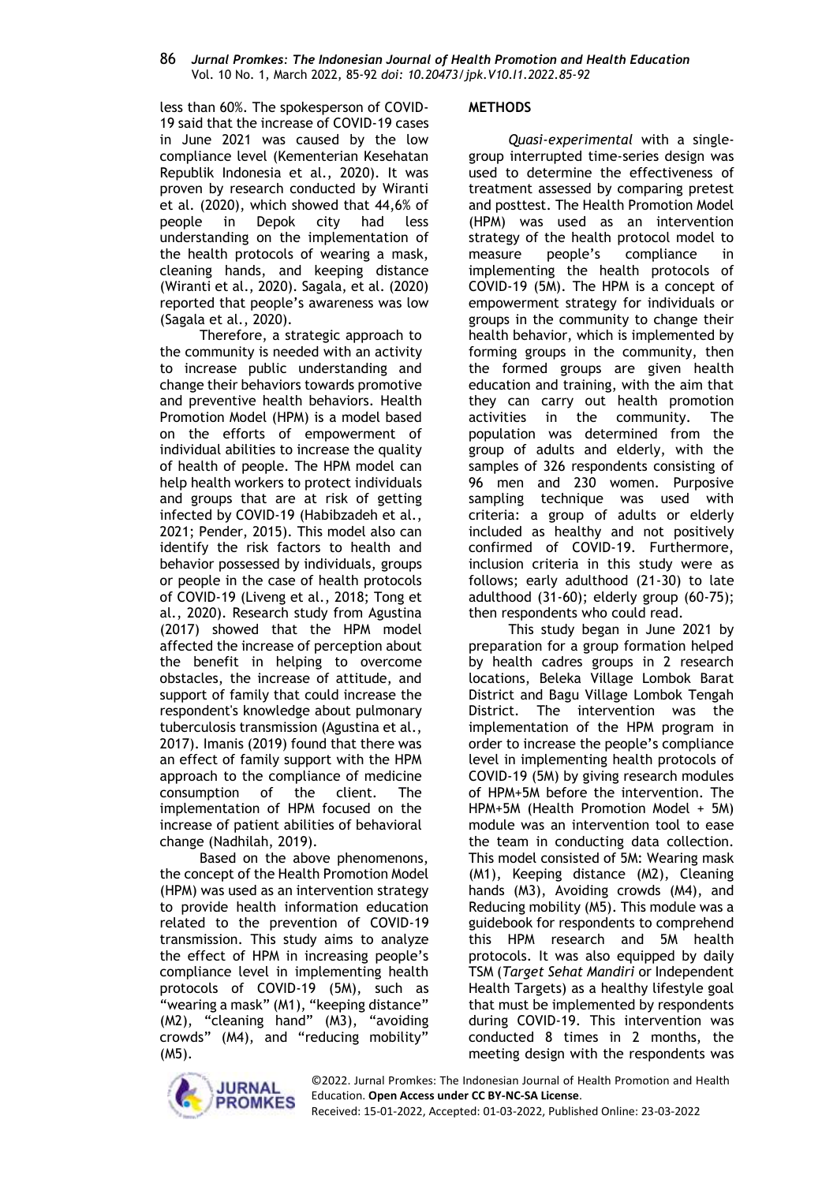less than 60%. The spokesperson of COVID-19 said that the increase of COVID-19 cases in June 2021 was caused by the low compliance level (Kementerian Kesehatan Republik Indonesia et al., 2020). It was proven by research conducted by Wiranti et al. (2020), which showed that 44,6% of people in Depok city had less understanding on the implementation of the health protocols of wearing a mask, cleaning hands, and keeping distance (Wiranti et al., 2020). Sagala, et al. (2020) reported that people's awareness was low (Sagala et al., 2020).

Therefore, a strategic approach to the community is needed with an activity to increase public understanding and change their behaviors towards promotive and preventive health behaviors. Health Promotion Model (HPM) is a model based on the efforts of empowerment of individual abilities to increase the quality of health of people. The HPM model can help health workers to protect individuals and groups that are at risk of getting infected by COVID-19 (Habibzadeh et al., 2021; Pender, 2015). This model also can identify the risk factors to health and behavior possessed by individuals, groups or people in the case of health protocols of COVID-19 (Liveng et al., 2018; Tong et al., 2020). Research study from Agustina (2017) showed that the HPM model affected the increase of perception about the benefit in helping to overcome obstacles, the increase of attitude, and support of family that could increase the respondent's knowledge about pulmonary tuberculosis transmission (Agustina et al., 2017). Imanis (2019) found that there was an effect of family support with the HPM approach to the compliance of medicine consumption of the client. The implementation of HPM focused on the increase of patient abilities of behavioral change (Nadhilah, 2019).

Based on the above phenomenons, the concept of the Health Promotion Model (HPM) was used as an intervention strategy to provide health information education related to the prevention of COVID-19 transmission. This study aims to analyze the effect of HPM in increasing people's compliance level in implementing health protocols of COVID-19 (5M), such as "wearing a mask" (M1), "keeping distance" (M2), "cleaning hand" (M3), "avoiding crowds" (M4), and "reducing mobility" (M5).

## METHODS

*Quasi-experimental* with a single-group interrupted time-series design was used to determine the effectiveness of treatment assessed by comparing pretest and posttest. The Health Promotion Model (HPM) was used as an intervention strategy of the health protocol model to measure people's compliance in implementing the health protocols of COVID-19 (5M). The HPM is a concept of empowerment strategy for individuals or groups in the community to change their health behavior, which is implemented by forming groups in the community, then the formed groups are given health education and training, with the aim that they can carry out health promotion activities in the community. The population was determined from the group of adults and elderly, with the samples of 326 respondents consisting of 96 men and 230 women. Purposive sampling technique was used with criteria: a group of adults or elderly included as healthy and not positively confirmed of COVID-19. Furthermore, inclusion criteria in this study were as follows; early adulthood (21-30) to late adulthood (31-60); elderly group (60-75); then respondents who could read.

This study began in June 2021 by preparation for a group formation helped by health cadres groups in 2 research locations, Beleka Village Lombok Barat District and Bagu Village Lombok Tengah District. The intervention was the implementation of the HPM program in order to increase the people's compliance level in implementing health protocols of COVID-19 (5M) by giving research modules of HPM+5M before the intervention. The HPM+5M (Health Promotion Model + 5M) module was an intervention tool to ease the team in conducting data collection. This model consisted of 5M: Wearing mask (M1), Keeping distance (M2), Cleaning hands (M3), Avoiding crowds (M4), and Reducing mobility (M5). This module was a guidebook for respondents to comprehend this HPM research and 5M health protocols. It was also equipped by daily TSM (*Target Sehat Mandiri* or Independent Health Targets) as a healthy lifestyle goal that must be implemented by respondents during COVID-19. This intervention was conducted 8 times in 2 months, the meeting design with the respondents was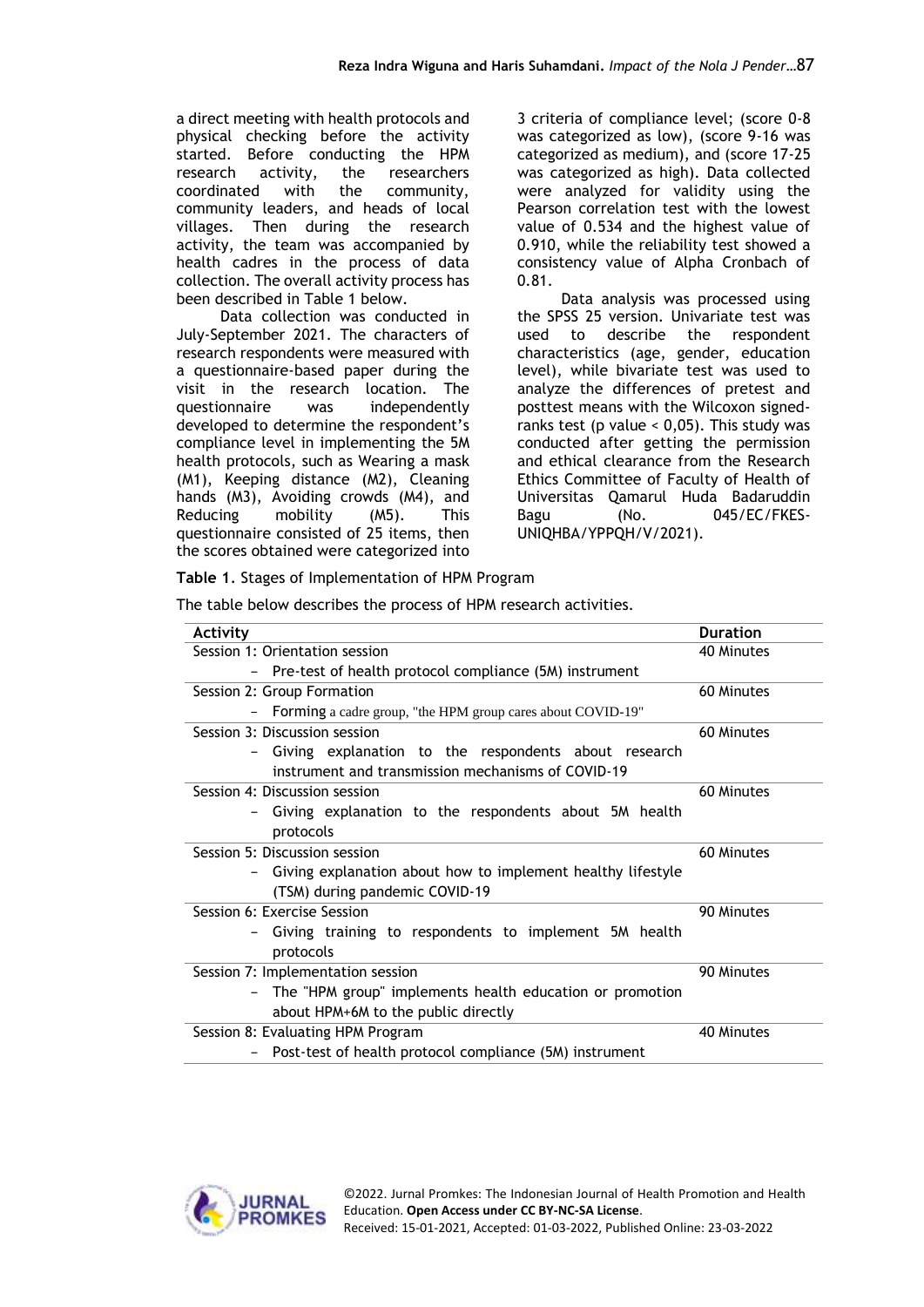a direct meeting with health protocols and physical checking before the activity started. Before conducting the HPM research activity, the researchers coordinated with the community, community leaders, and heads of local villages. Then during the research activity, the team was accompanied by health cadres in the process of data collection. The overall activity process has been described in Table 1 below.

Data collection was conducted in July-September 2021. The characters of research respondents were measured with a questionnaire-based paper during the visit in the research location. The questionnaire was independently developed to determine the respondent's compliance level in implementing the 5M health protocols, such as Wearing a mask (M1), Keeping distance (M2), Cleaning hands (M3), Avoiding crowds (M4), and Reducing mobility (M5). This questionnaire consisted of 25 items, then the scores obtained were categorized into 3 criteria of compliance level; (score 0-8 was categorized as low), (score 9-16 was categorized as medium), and (score 17-25 was categorized as high). Data collected were analyzed for validity using the Pearson correlation test with the lowest value of 0.534 and the highest value of 0.910, while the reliability test showed a consistency value of Alpha Cronbach of 0.81.

Data analysis was processed using the SPSS 25 version. Univariate test was used to describe the respondent characteristics (age, gender, education level), while bivariate test was used to analyze the differences of pretest and posttest means with the Wilcoxon signed-ranks test (p value < 0,05). This study was conducted after getting the permission and ethical clearance from the Research Ethics Committee of Faculty of Health of Universitas Qamarul Huda Badaruddin Bagu (No. 045/EC/FKES-UNIQHBA/YPPQH/V/2021).

**Table 1**. Stages of Implementation of HPM Program

The table below describes the process of HPM research activities.

| **Activity** | **Duration** |
|---|---|
| Session 1: Orientation session<br>– Pre-test of health protocol compliance (5M) instrument | 40 Minutes |
| Session 2: Group Formation<br>– Forming a cadre group, "the HPM group cares about COVID-19" | 60 Minutes |
| Session 3: Discussion session<br>– Giving explanation to the respondents about research instrument and transmission mechanisms of COVID-19 | 60 Minutes |
| Session 4: Discussion session<br>– Giving explanation to the respondents about 5M health protocols | 60 Minutes |
| Session 5: Discussion session<br>– Giving explanation about how to implement healthy lifestyle (TSM) during pandemic COVID-19 | 60 Minutes |
| Session 6: Exercise Session<br>– Giving training to respondents to implement 5M health protocols | 90 Minutes |
| Session 7: Implementation session<br>– The "HPM group" implements health education or promotion about HPM+6M to the public directly | 90 Minutes |
| Session 8: Evaluating HPM Program<br>– Post-test of health protocol compliance (5M) instrument | 40 Minutes |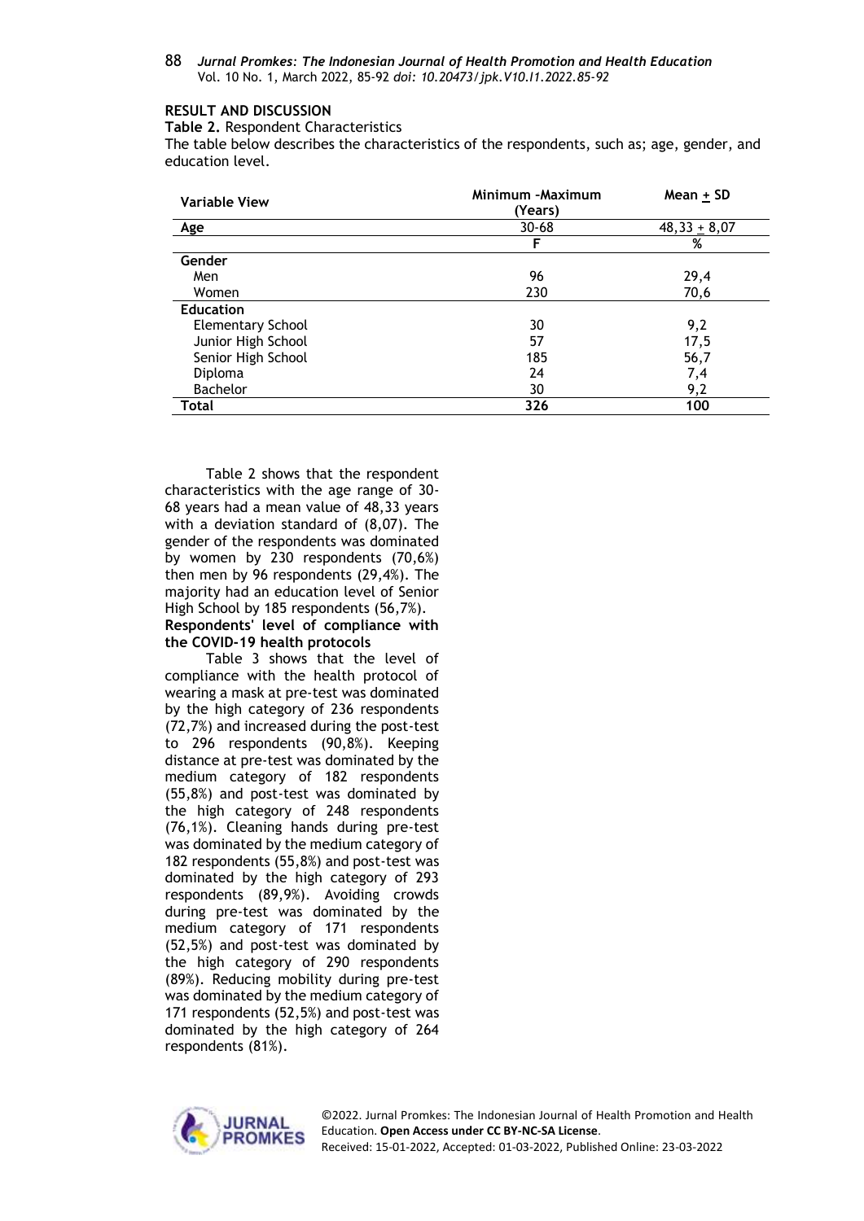## RESULT AND DISCUSSION

**Table 2.** Respondent Characteristics

The table below describes the characteristics of the respondents, such as; age, gender, and education level.

| Variable View | Minimum -Maximum (Years) | Mean ± SD |
|---|---|---|
| **Age** | 30-68 | 48,33 ± 8,07 |
| | **F** | **%** |
| **Gender** | | |
| Men | 96 | 29,4 |
| Women | 230 | 70,6 |
| **Education** | | |
| Elementary School | 30 | 9,2 |
| Junior High School | 57 | 17,5 |
| Senior High School | 185 | 56,7 |
| Diploma | 24 | 7,4 |
| Bachelor | 30 | 9,2 |
| **Total** | **326** | **100** |

Table 2 shows that the respondent characteristics with the age range of 30-68 years had a mean value of 48,33 years with a deviation standard of (8,07). The gender of the respondents was dominated by women by 230 respondents (70,6%) then men by 96 respondents (29,4%). The majority had an education level of Senior High School by 185 respondents (56,7%).

**Respondents' level of compliance with the COVID-19 health protocols**

Table 3 shows that the level of compliance with the health protocol of wearing a mask at pre-test was dominated by the high category of 236 respondents (72,7%) and increased during the post-test to 296 respondents (90,8%). Keeping distance at pre-test was dominated by the medium category of 182 respondents (55,8%) and post-test was dominated by the high category of 248 respondents (76,1%). Cleaning hands during pre-test was dominated by the medium category of 182 respondents (55,8%) and post-test was dominated by the high category of 293 respondents (89,9%). Avoiding crowds during pre-test was dominated by the medium category of 171 respondents (52,5%) and post-test was dominated by the high category of 290 respondents (89%). Reducing mobility during pre-test was dominated by the medium category of 171 respondents (52,5%) and post-test was dominated by the high category of 264 respondents (81%).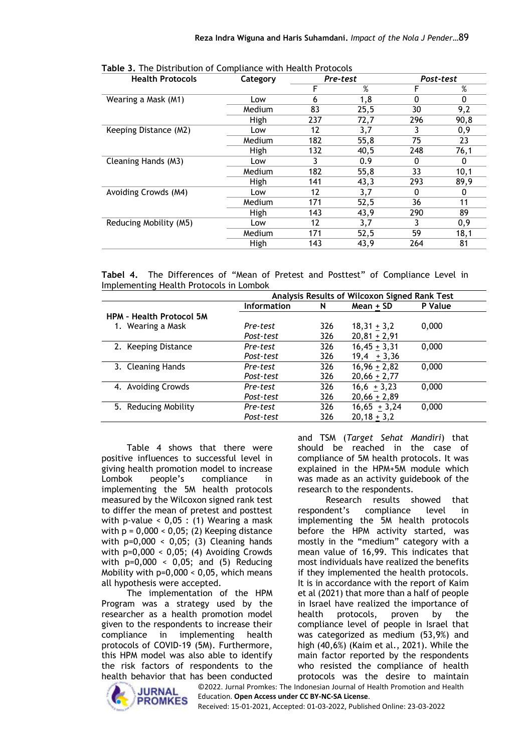**Table 3.** The Distribution of Compliance with Health Protocols

| Health Protocols | Category | *Pre-test* | | *Post-test* | |
|---|---|---|---|---|---|
| | | F | % | F | % |
| Wearing a Mask (M1) | Low | 6 | 1,8 | 0 | 0 |
| | Medium | 83 | 25,5 | 30 | 9,2 |
| | High | 237 | 72,7 | 296 | 90,8 |
| Keeping Distance (M2) | Low | 12 | 3,7 | 3 | 0,9 |
| | Medium | 182 | 55,8 | 75 | 23 |
| | High | 132 | 40,5 | 248 | 76,1 |
| Cleaning Hands (M3) | Low | 3 | 0.9 | 0 | 0 |
| | Medium | 182 | 55,8 | 33 | 10,1 |
| | High | 141 | 43,3 | 293 | 89,9 |
| Avoiding Crowds (M4) | Low | 12 | 3,7 | 0 | 0 |
| | Medium | 171 | 52,5 | 36 | 11 |
| | High | 143 | 43,9 | 290 | 89 |
| Reducing Mobility (M5) | Low | 12 | 3,7 | 3 | 0,9 |
| | Medium | 171 | 52,5 | 59 | 18,1 |
| | High | 143 | 43,9 | 264 | 81 |

**Tabel 4.** The Differences of "Mean of Pretest and Posttest" of Compliance Level in Implementing Health Protocols in Lombok

| | Analysis Results of Wilcoxon Signed Rank Test | | | |
|---|---|---|---|---|
| | **Information** | **N** | **Mean ± SD** | **P Value** |
| **HPM - Health Protocol 5M** | | | | |
| 1. Wearing a Mask | *Pre-test* | 326 | 18,31 ± 3,2 | 0,000 |
| | *Post-test* | 326 | 20,81 ± 2,91 | |
| 2. Keeping Distance | *Pre-test* | 326 | 16,45 ± 3,31 | 0,000 |
| | *Post-test* | 326 | 19,4 ± 3,36 | |
| 3. Cleaning Hands | *Pre-test* | 326 | 16,96 ± 2,82 | 0,000 |
| | *Post-test* | 326 | 20,66 ± 2,77 | |
| 4. Avoiding Crowds | *Pre-test* | 326 | 16,6 ± 3,23 | 0,000 |
| | *Post-test* | 326 | 20,66 ± 2,89 | |
| 5. Reducing Mobility | *Pre-test* | 326 | 16,65 ± 3,24 | 0,000 |
| | *Post-test* | 326 | 20,18 ± 3,2 | |

Table 4 shows that there were positive influences to successful level in giving health promotion model to increase Lombok people's compliance in implementing the 5M health protocols measured by the Wilcoxon signed rank test to differ the mean of pretest and posttest with p-value < 0,05 : (1) Wearing a mask with p = 0,000 < 0,05; (2) Keeping distance with p=0,000 < 0,05; (3) Cleaning hands with p=0,000 < 0,05; (4) Avoiding Crowds with p=0,000 < 0,05; and (5) Reducing Mobility with p=0,000 < 0,05, which means all hypothesis were accepted.

The implementation of the HPM Program was a strategy used by the researcher as a health promotion model given to the respondents to increase their compliance in implementing health protocols of COVID-19 (5M). Furthermore, this HPM model was also able to identify the risk factors of respondents to the health behavior that has been conducted and TSM (*Target Sehat Mandiri*) that should be reached in the case of compliance of 5M health protocols. It was explained in the HPM+5M module which was made as an activity guidebook of the research to the respondents.

Research results showed that respondent's compliance level in implementing the 5M health protocols before the HPM activity started, was mostly in the "medium" category with a mean value of 16,99. This indicates that most individuals have realized the benefits if they implemented the health protocols. It is in accordance with the report of Kaim et al (2021) that more than a half of people in Israel have realized the importance of health protocols, proven by the compliance level of people in Israel that was categorized as medium (53,9%) and high (40,6%) (Kaim et al., 2021). While the main factor reported by the respondents who resisted the compliance of health protocols was the desire to maintain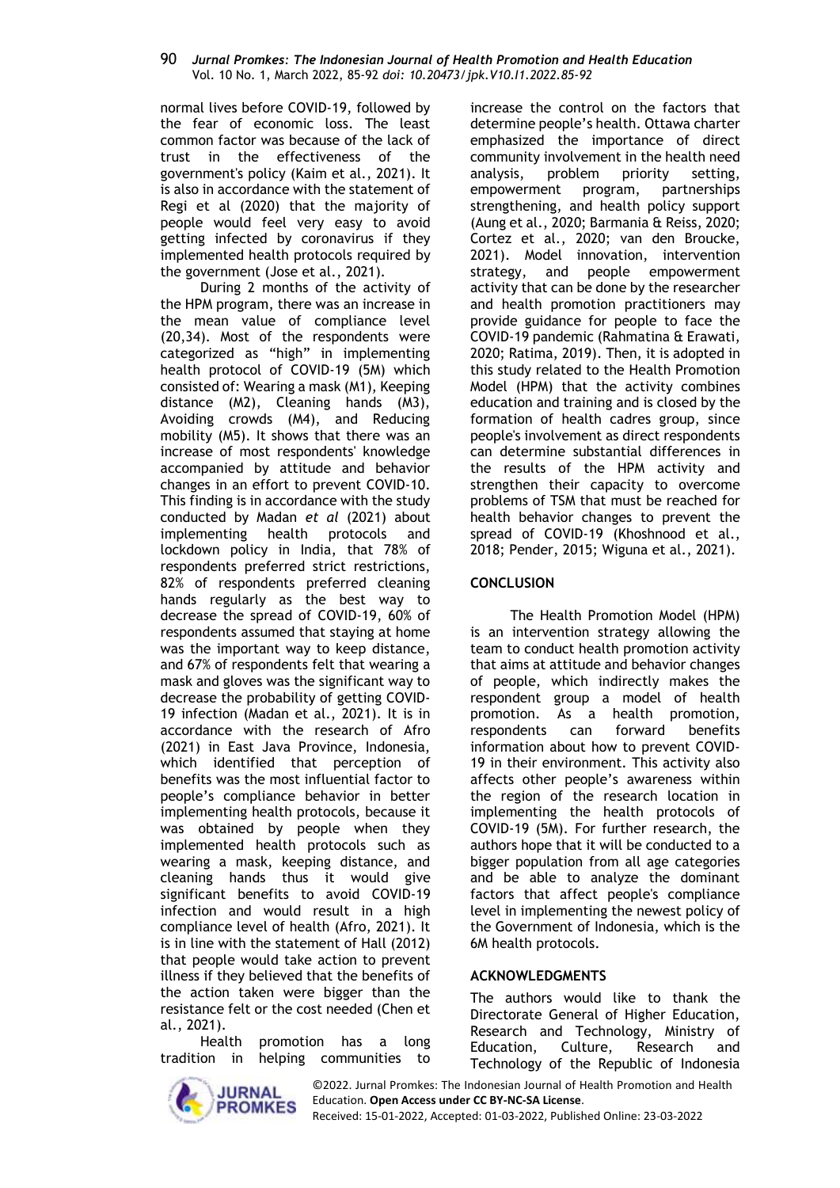normal lives before COVID-19, followed by the fear of economic loss. The least common factor was because of the lack of trust in the effectiveness of the government's policy (Kaim et al., 2021). It is also in accordance with the statement of Regi et al (2020) that the majority of people would feel very easy to avoid getting infected by coronavirus if they implemented health protocols required by the government (Jose et al., 2021).

During 2 months of the activity of the HPM program, there was an increase in the mean value of compliance level (20,34). Most of the respondents were categorized as "high" in implementing health protocol of COVID-19 (5M) which consisted of: Wearing a mask (M1), Keeping distance (M2), Cleaning hands (M3), Avoiding crowds (M4), and Reducing mobility (M5). It shows that there was an increase of most respondents' knowledge accompanied by attitude and behavior changes in an effort to prevent COVID-10. This finding is in accordance with the study conducted by Madan *et al* (2021) about implementing health protocols and lockdown policy in India, that 78% of respondents preferred strict restrictions, 82% of respondents preferred cleaning hands regularly as the best way to decrease the spread of COVID-19, 60% of respondents assumed that staying at home was the important way to keep distance, and 67% of respondents felt that wearing a mask and gloves was the significant way to decrease the probability of getting COVID-19 infection (Madan et al., 2021). It is in accordance with the research of Afro (2021) in East Java Province, Indonesia, which identified that perception of benefits was the most influential factor to people's compliance behavior in better implementing health protocols, because it was obtained by people when they implemented health protocols such as wearing a mask, keeping distance, and cleaning hands thus it would give significant benefits to avoid COVID-19 infection and would result in a high compliance level of health (Afro, 2021). It is in line with the statement of Hall (2012) that people would take action to prevent illness if they believed that the benefits of the action taken were bigger than the resistance felt or the cost needed (Chen et al., 2021).

Health promotion has a long tradition in helping communities to increase the control on the factors that determine people's health. Ottawa charter emphasized the importance of direct community involvement in the health need analysis, problem priority setting, empowerment program, partnerships strengthening, and health policy support (Aung et al., 2020; Barmania & Reiss, 2020; Cortez et al., 2020; van den Broucke, 2021). Model innovation, intervention strategy, and people empowerment activity that can be done by the researcher and health promotion practitioners may provide guidance for people to face the COVID-19 pandemic (Rahmatina & Erawati, 2020; Ratima, 2019). Then, it is adopted in this study related to the Health Promotion Model (HPM) that the activity combines education and training and is closed by the formation of health cadres group, since people's involvement as direct respondents can determine substantial differences in the results of the HPM activity and strengthen their capacity to overcome problems of TSM that must be reached for health behavior changes to prevent the spread of COVID-19 (Khoshnood et al., 2018; Pender, 2015; Wiguna et al., 2021).

## CONCLUSION

The Health Promotion Model (HPM) is an intervention strategy allowing the team to conduct health promotion activity that aims at attitude and behavior changes of people, which indirectly makes the respondent group a model of health promotion. As a health promotion, respondents can forward benefits information about how to prevent COVID-19 in their environment. This activity also affects other people's awareness within the region of the research location in implementing the health protocols of COVID-19 (5M). For further research, the authors hope that it will be conducted to a bigger population from all age categories and be able to analyze the dominant factors that affect people's compliance level in implementing the newest policy of the Government of Indonesia, which is the 6M health protocols.

## ACKNOWLEDGMENTS

The authors would like to thank the Directorate General of Higher Education, Research and Technology, Ministry of Education, Culture, Research and Technology of the Republic of Indonesia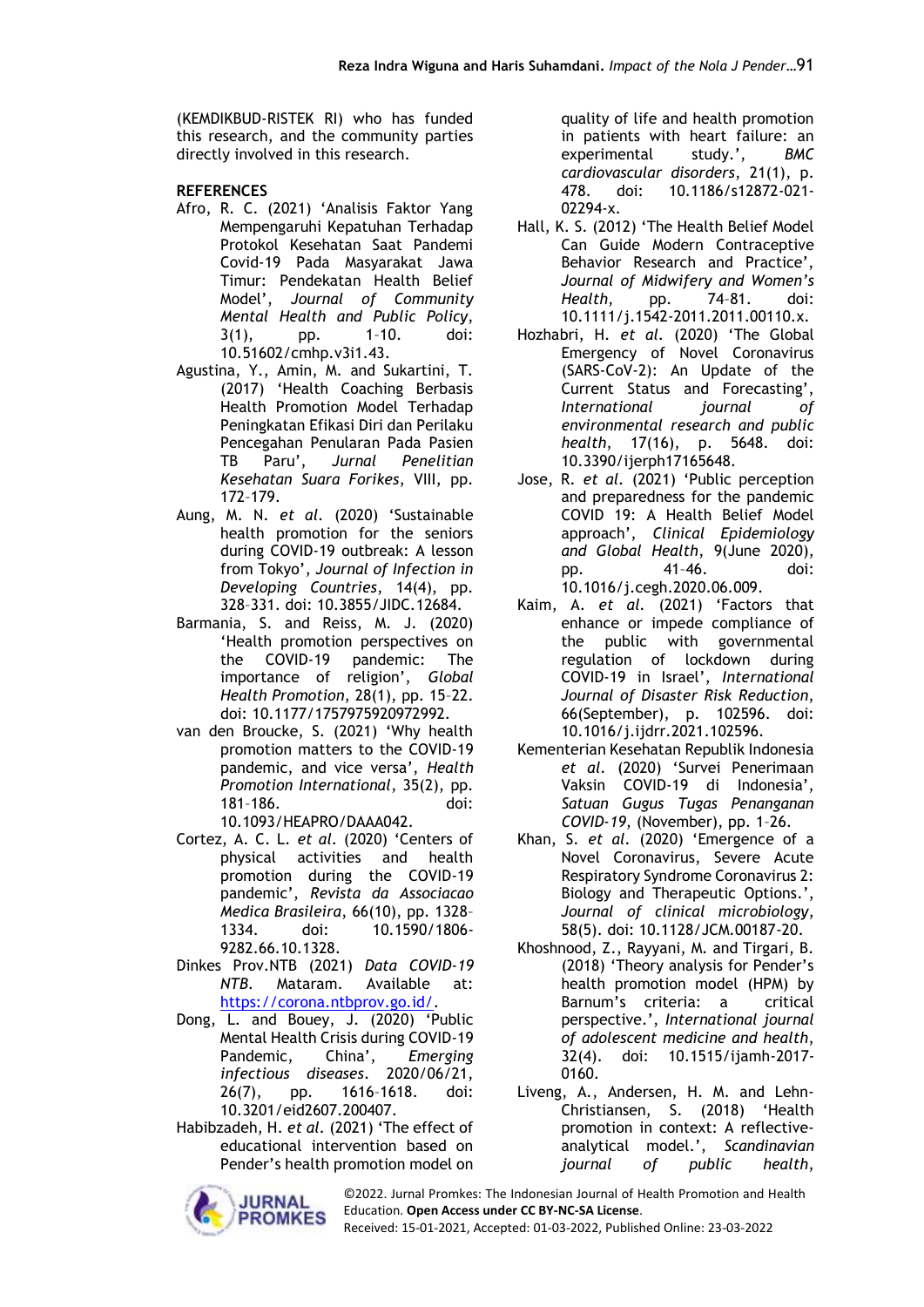(KEMDIKBUD-RISTEK RI) who has funded this research, and the community parties directly involved in this research.

## REFERENCES

Afro, R. C. (2021) 'Analisis Faktor Yang Mempengaruhi Kepatuhan Terhadap Protokol Kesehatan Saat Pandemi Covid-19 Pada Masyarakat Jawa Timur: Pendekatan Health Belief Model', *Journal of Community Mental Health and Public Policy*, 3(1), pp. 1–10. doi: 10.51602/cmhp.v3i1.43.

Agustina, Y., Amin, M. and Sukartini, T. (2017) 'Health Coaching Berbasis Health Promotion Model Terhadap Peningkatan Efikasi Diri dan Perilaku Pencegahan Penularan Pada Pasien TB Paru', *Jurnal Penelitian Kesehatan Suara Forikes*, VIII, pp. 172–179.

Aung, M. N. *et al.* (2020) 'Sustainable health promotion for the seniors during COVID-19 outbreak: A lesson from Tokyo', *Journal of Infection in Developing Countries*, 14(4), pp. 328–331. doi: 10.3855/JIDC.12684.

Barmania, S. and Reiss, M. J. (2020) 'Health promotion perspectives on the COVID-19 pandemic: The importance of religion', *Global Health Promotion*, 28(1), pp. 15–22. doi: 10.1177/1757975920972992.

van den Broucke, S. (2021) 'Why health promotion matters to the COVID-19 pandemic, and vice versa', *Health Promotion International*, 35(2), pp. 181–186. doi: 10.1093/HEAPRO/DAAA042.

Cortez, A. C. L. *et al.* (2020) 'Centers of physical activities and health promotion during the COVID-19 pandemic', *Revista da Associacao Medica Brasileira*, 66(10), pp. 1328–1334. doi: 10.1590/1806-9282.66.10.1328.

Dinkes Prov.NTB (2021) *Data COVID-19 NTB*. Mataram. Available at: https://corona.ntbprov.go.id/.

Dong, L. and Bouey, J. (2020) 'Public Mental Health Crisis during COVID-19 Pandemic, China', *Emerging infectious diseases*. 2020/06/21, 26(7), pp. 1616–1618. doi: 10.3201/eid2607.200407.

Habibzadeh, H. *et al.* (2021) 'The effect of educational intervention based on Pender's health promotion model on quality of life and health promotion in patients with heart failure: an experimental study.', *BMC cardiovascular disorders*, 21(1), p. 478. doi: 10.1186/s12872-021-02294-x.

Hall, K. S. (2012) 'The Health Belief Model Can Guide Modern Contraceptive Behavior Research and Practice', *Journal of Midwifery and Women's Health*, pp. 74–81. doi: 10.1111/j.1542-2011.2011.00110.x.

Hozhabri, H. *et al.* (2020) 'The Global Emergency of Novel Coronavirus (SARS-CoV-2): An Update of the Current Status and Forecasting', *International journal of environmental research and public health*, 17(16), p. 5648. doi: 10.3390/ijerph17165648.

Jose, R. *et al.* (2021) 'Public perception and preparedness for the pandemic COVID 19: A Health Belief Model approach', *Clinical Epidemiology and Global Health*, 9(June 2020), pp. 41–46. doi: 10.1016/j.cegh.2020.06.009.

Kaim, A. *et al.* (2021) 'Factors that enhance or impede compliance of the public with governmental regulation of lockdown during COVID-19 in Israel', *International Journal of Disaster Risk Reduction*, 66(September), p. 102596. doi: 10.1016/j.ijdrr.2021.102596.

Kementerian Kesehatan Republik Indonesia *et al.* (2020) 'Survei Penerimaan Vaksin COVID-19 di Indonesia', *Satuan Gugus Tugas Penanganan COVID-19*, (November), pp. 1–26.

Khan, S. *et al.* (2020) 'Emergence of a Novel Coronavirus, Severe Acute Respiratory Syndrome Coronavirus 2: Biology and Therapeutic Options.', *Journal of clinical microbiology*, 58(5). doi: 10.1128/JCM.00187-20.

Khoshnood, Z., Rayyani, M. and Tirgari, B. (2018) 'Theory analysis for Pender's health promotion model (HPM) by Barnum's criteria: a critical perspective.', *International journal of adolescent medicine and health*, 32(4). doi: 10.1515/ijamh-2017-0160.

Liveng, A., Andersen, H. M. and Lehn-Christiansen, S. (2018) 'Health promotion in context: A reflective-analytical model.', *Scandinavian journal of public health*,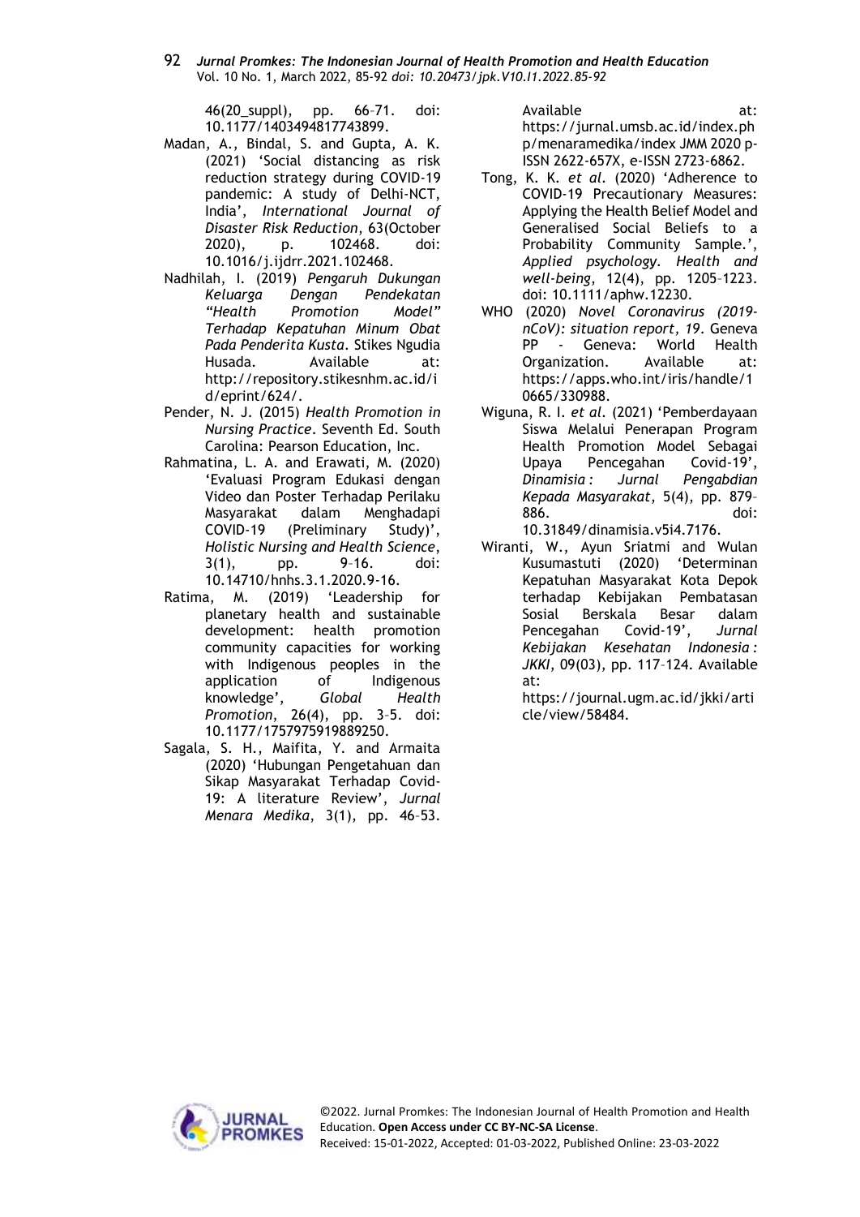46(20_suppl), pp. 66–71. doi: 10.1177/1403494817743899.

Madan, A., Bindal, S. and Gupta, A. K. (2021) 'Social distancing as risk reduction strategy during COVID-19 pandemic: A study of Delhi-NCT, India', *International Journal of Disaster Risk Reduction*, 63(October 2020), p. 102468. doi: 10.1016/j.ijdrr.2021.102468.

Nadhilah, I. (2019) *Pengaruh Dukungan Keluarga Dengan Pendekatan "Health Promotion Model" Terhadap Kepatuhan Minum Obat Pada Penderita Kusta*. Stikes Ngudia Husada. Available at: http://repository.stikesnhm.ac.id/id/eprint/624/.

Pender, N. J. (2015) *Health Promotion in Nursing Practice*. Seventh Ed. South Carolina: Pearson Education, Inc.

Rahmatina, L. A. and Erawati, M. (2020) 'Evaluasi Program Edukasi dengan Video dan Poster Terhadap Perilaku Masyarakat dalam Menghadapi COVID-19 (Preliminary Study)', *Holistic Nursing and Health Science*, 3(1), pp. 9–16. doi: 10.14710/hnhs.3.1.2020.9-16.

Ratima, M. (2019) 'Leadership for planetary health and sustainable development: health promotion community capacities for working with Indigenous peoples in the application of Indigenous knowledge', *Global Health Promotion*, 26(4), pp. 3–5. doi: 10.1177/1757975919889250.

Sagala, S. H., Maifita, Y. and Armaita (2020) 'Hubungan Pengetahuan dan Sikap Masyarakat Terhadap Covid-19: A literature Review', *Jurnal Menara Medika*, 3(1), pp. 46–53. Available at: https://jurnal.umsb.ac.id/index.php/menaramedika/index JMM 2020 p-ISSN 2622-657X, e-ISSN 2723-6862.

Tong, K. K. *et al*. (2020) 'Adherence to COVID-19 Precautionary Measures: Applying the Health Belief Model and Generalised Social Beliefs to a Probability Community Sample.', *Applied psychology. Health and well-being*, 12(4), pp. 1205–1223. doi: 10.1111/aphw.12230.

WHO (2020) *Novel Coronavirus (2019-nCoV): situation report, 19*. Geneva PP - Geneva: World Health Organization. Available at: https://apps.who.int/iris/handle/10665/330988.

Wiguna, R. I. *et al*. (2021) 'Pemberdayaan Siswa Melalui Penerapan Program Health Promotion Model Sebagai Upaya Pencegahan Covid-19', *Dinamisia : Jurnal Pengabdian Kepada Masyarakat*, 5(4), pp. 879–886. doi: 10.31849/dinamisia.v5i4.7176.

Wiranti, W., Ayun Sriatmi and Wulan Kusumastuti (2020) 'Determinan Kepatuhan Masyarakat Kota Depok terhadap Kebijakan Pembatasan Sosial Berskala Besar dalam Pencegahan Covid-19', *Jurnal Kebijakan Kesehatan Indonesia : JKKI*, 09(03), pp. 117–124. Available at: https://journal.ugm.ac.id/jkki/article/view/58484.

©2022. Jurnal Promkes: The Indonesian Journal of Health Promotion and Health Education. **Open Access under CC BY-NC-SA License**.
Received: 15-01-2022, Accepted: 01-03-2022, Published Online: 23-03-2022